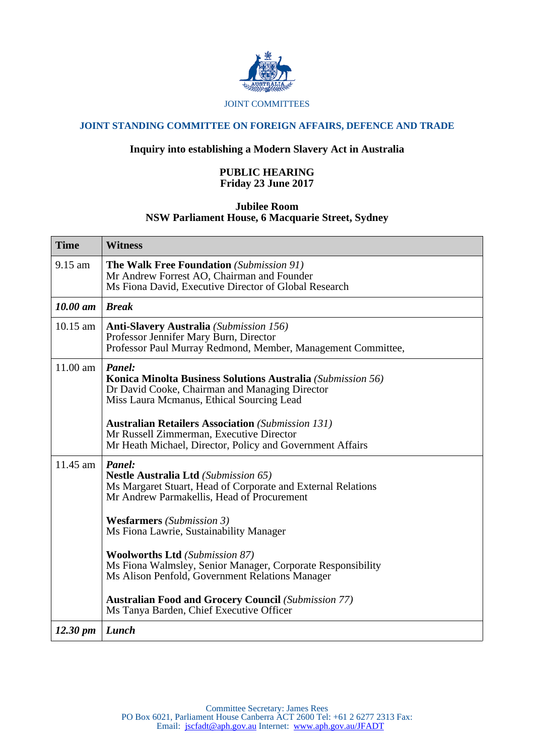JOINT COMMITTEES

## JOINT STANDING COMMITTEE ON FOREIGN AFFAIRS, DEFENCE AND TRADE

### Inquiry into establishing a Modern Slavery Act in Australia

**PUBLIC HEARING**
**Friday 23 June 2017**

**Jubilee Room**
**NSW Parliament House, 6 Macquarie Street, Sydney**

| Time | Witness |
|---|---|
| 9.15 am | **The Walk Free Foundation** *(Submission 91)*<br>Mr Andrew Forrest AO, Chairman and Founder<br>Ms Fiona David, Executive Director of Global Research |
| ***10.00 am*** | ***Break*** |
| 10.15 am | **Anti-Slavery Australia** *(Submission 156)*<br>Professor Jennifer Mary Burn, Director<br>Professor Paul Murray Redmond, Member, Management Committee, |
| 11.00 am | ***Panel:***<br>**Konica Minolta Business Solutions Australia** *(Submission 56)*<br>Dr David Cooke, Chairman and Managing Director<br>Miss Laura Mcmanus, Ethical Sourcing Lead<br><br>**Australian Retailers Association** *(Submission 131)*<br>Mr Russell Zimmerman, Executive Director<br>Mr Heath Michael, Director, Policy and Government Affairs |
| 11.45 am | ***Panel:***<br>**Nestle Australia Ltd** *(Submission 65)*<br>Ms Margaret Stuart, Head of Corporate and External Relations<br>Mr Andrew Parmakellis, Head of Procurement<br><br>**Wesfarmers** *(Submission 3)*<br>Ms Fiona Lawrie, Sustainability Manager<br><br>**Woolworths Ltd** *(Submission 87)*<br>Ms Fiona Walmsley, Senior Manager, Corporate Responsibility<br>Ms Alison Penfold, Government Relations Manager<br><br>**Australian Food and Grocery Council** *(Submission 77)*<br>Ms Tanya Barden, Chief Executive Officer |
| ***12.30 pm*** | ***Lunch*** |

Committee Secretary: James Rees
PO Box 6021, Parliament House Canberra ACT 2600 Tel: +61 2 6277 2313 Fax:
Email: jscfadt@aph.gov.au Internet: www.aph.gov.au/JFADT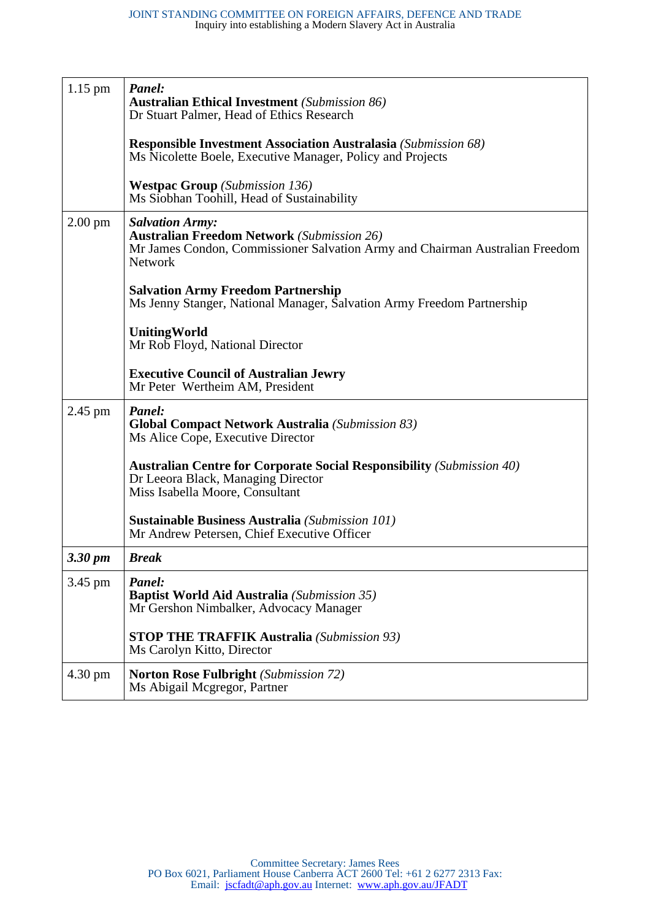| | |
|---|---|
| 1.15 pm | ***Panel:*** <br> **Australian Ethical Investment** *(Submission 86)* <br> Dr Stuart Palmer, Head of Ethics Research <br><br> **Responsible Investment Association Australasia** *(Submission 68)* <br> Ms Nicolette Boele, Executive Manager, Policy and Projects <br><br> **Westpac Group** *(Submission 136)* <br> Ms Siobhan Toohill, Head of Sustainability |
| 2.00 pm | ***Salvation Army:*** <br> **Australian Freedom Network** *(Submission 26)* <br> Mr James Condon, Commissioner Salvation Army and Chairman Australian Freedom Network <br><br> **Salvation Army Freedom Partnership** <br> Ms Jenny Stanger, National Manager, Salvation Army Freedom Partnership <br><br> **UnitingWorld** <br> Mr Rob Floyd, National Director <br><br> **Executive Council of Australian Jewry** <br> Mr Peter Wertheim AM, President |
| 2.45 pm | ***Panel:*** <br> **Global Compact Network Australia** *(Submission 83)* <br> Ms Alice Cope, Executive Director <br><br> **Australian Centre for Corporate Social Responsibility** *(Submission 40)* <br> Dr Leeora Black, Managing Director <br> Miss Isabella Moore, Consultant <br><br> **Sustainable Business Australia** *(Submission 101)* <br> Mr Andrew Petersen, Chief Executive Officer |
| ***3.30 pm*** | ***Break*** |
| 3.45 pm | ***Panel:*** <br> **Baptist World Aid Australia** *(Submission 35)* <br> Mr Gershon Nimbalker, Advocacy Manager <br><br> **STOP THE TRAFFIK Australia** *(Submission 93)* <br> Ms Carolyn Kitto, Director |
| 4.30 pm | **Norton Rose Fulbright** *(Submission 72)* <br> Ms Abigail Mcgregor, Partner |